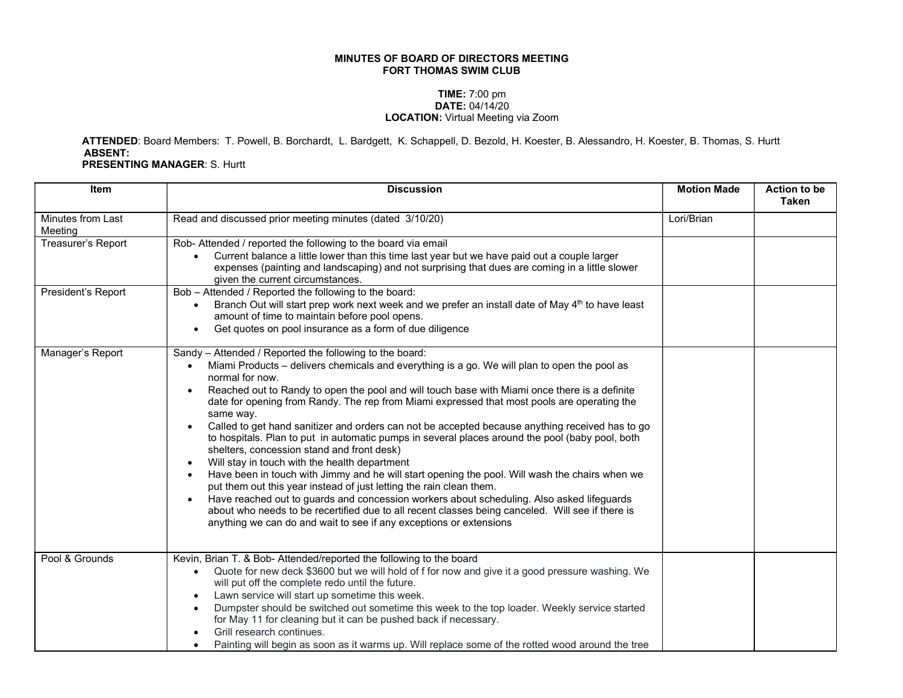**MINUTES OF BOARD OF DIRECTORS MEETING**
**FORT THOMAS SWIM CLUB**

**TIME:** 7:00 pm
**DATE:** 04/14/20
**LOCATION:** Virtual Meeting via Zoom

**ATTENDED**: Board Members: T. Powell, B. Borchardt, L. Bardgett, K. Schappell, D. Bezold, H. Koester, B. Alessandro, H. Koester, B. Thomas, S. Hurtt
**ABSENT:**
**PRESENTING MANAGER**: S. Hurtt

| Item | Discussion | Motion Made | Action to be Taken |
|---|---|---|---|
| Minutes from Last Meeting | Read and discussed prior meeting minutes (dated 3/10/20) | Lori/Brian | |
| Treasurer's Report | Rob- Attended / reported the following to the board via email<br>• Current balance a little lower than this time last year but we have paid out a couple larger expenses (painting and landscaping) and not surprising that dues are coming in a little slower given the current circumstances. | | |
| President's Report | Bob – Attended / Reported the following to the board:<br>• Branch Out will start prep work next week and we prefer an install date of May 4th to have least amount of time to maintain before pool opens.<br>• Get quotes on pool insurance as a form of due diligence | | |
| Manager's Report | Sandy – Attended / Reported the following to the board:<br>• Miami Products – delivers chemicals and everything is a go. We will plan to open the pool as normal for now.<br>• Reached out to Randy to open the pool and will touch base with Miami once there is a definite date for opening from Randy. The rep from Miami expressed that most pools are operating the same way.<br>• Called to get hand sanitizer and orders can not be accepted because anything received has to go to hospitals. Plan to put in automatic pumps in several places around the pool (baby pool, both shelters, concession stand and front desk)<br>• Will stay in touch with the health department<br>• Have been in touch with Jimmy and he will start opening the pool. Will wash the chairs when we put them out this year instead of just letting the rain clean them.<br>• Have reached out to guards and concession workers about scheduling. Also asked lifeguards about who needs to be recertified due to all recent classes being canceled. Will see if there is anything we can do and wait to see if any exceptions or extensions | | |
| Pool & Grounds | Kevin, Brian T. & Bob- Attended/reported the following to the board<br>• Quote for new deck $3600 but we will hold of f for now and give it a good pressure washing. We will put off the complete redo until the future.<br>• Lawn service will start up sometime this week.<br>• Dumpster should be switched out sometime this week to the top loader. Weekly service started for May 11 for cleaning but it can be pushed back if necessary.<br>• Grill research continues.<br>• Painting will begin as soon as it warms up. Will replace some of the rotted wood around the tree | | |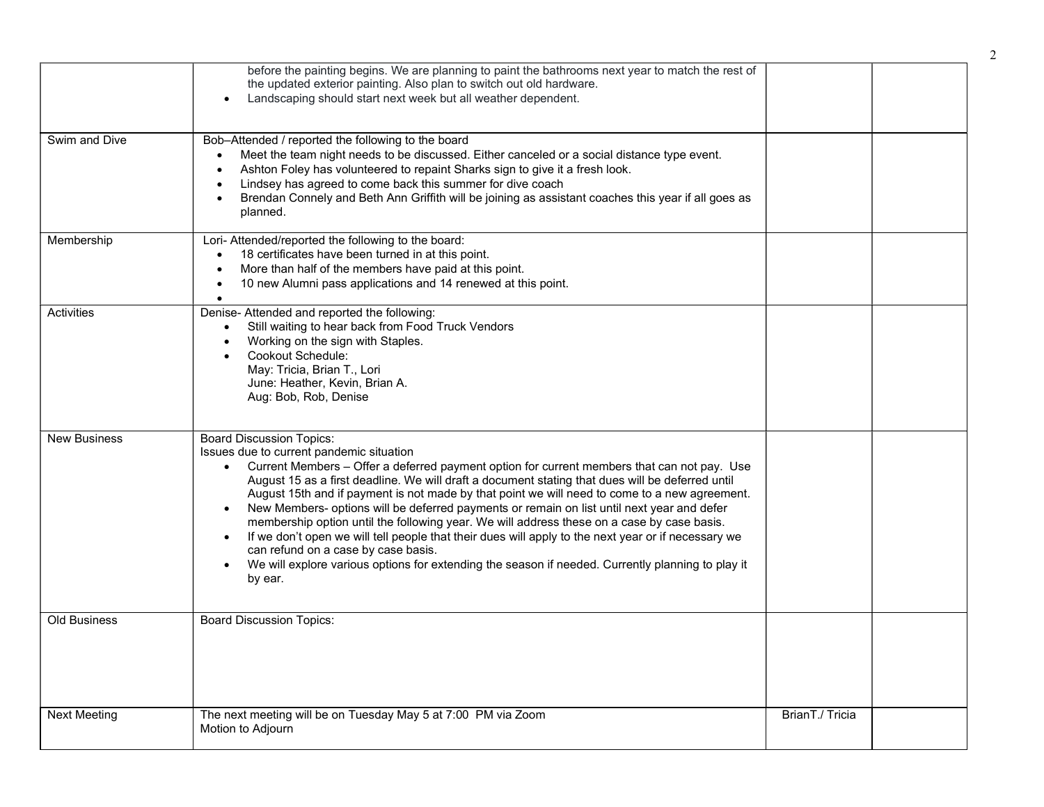| | | | |
|---|---|---|---|
| | before the painting begins. We are planning to paint the bathrooms next year to match the rest of the updated exterior painting. Also plan to switch out old hardware.<br>• Landscaping should start next week but all weather dependent. | | |
| Swim and Dive | Bob–Attended / reported the following to the board<br>• Meet the team night needs to be discussed. Either canceled or a social distance type event.<br>• Ashton Foley has volunteered to repaint Sharks sign to give it a fresh look.<br>• Lindsey has agreed to come back this summer for dive coach<br>• Brendan Connely and Beth Ann Griffith will be joining as assistant coaches this year if all goes as planned. | | |
| Membership | Lori- Attended/reported the following to the board:<br>• 18 certificates have been turned in at this point.<br>• More than half of the members have paid at this point.<br>• 10 new Alumni pass applications and 14 renewed at this point.<br>• | | |
| Activities | Denise- Attended and reported the following:<br>• Still waiting to hear back from Food Truck Vendors<br>• Working on the sign with Staples.<br>• Cookout Schedule:<br>May: Tricia, Brian T., Lori<br>June: Heather, Kevin, Brian A.<br>Aug: Bob, Rob, Denise | | |
| New Business | Board Discussion Topics:<br>Issues due to current pandemic situation<br>• Current Members – Offer a deferred payment option for current members that can not pay. Use August 15 as a first deadline. We will draft a document stating that dues will be deferred until August 15th and if payment is not made by that point we will need to come to a new agreement.<br>• New Members- options will be deferred payments or remain on list until next year and defer membership option until the following year. We will address these on a case by case basis.<br>• If we don't open we will tell people that their dues will apply to the next year or if necessary we can refund on a case by case basis.<br>• We will explore various options for extending the season if needed. Currently planning to play it by ear. | | |
| Old Business | Board Discussion Topics: | | |
| Next Meeting | The next meeting will be on Tuesday May 5 at 7:00 PM via Zoom<br>Motion to Adjourn | BrianT./ Tricia | |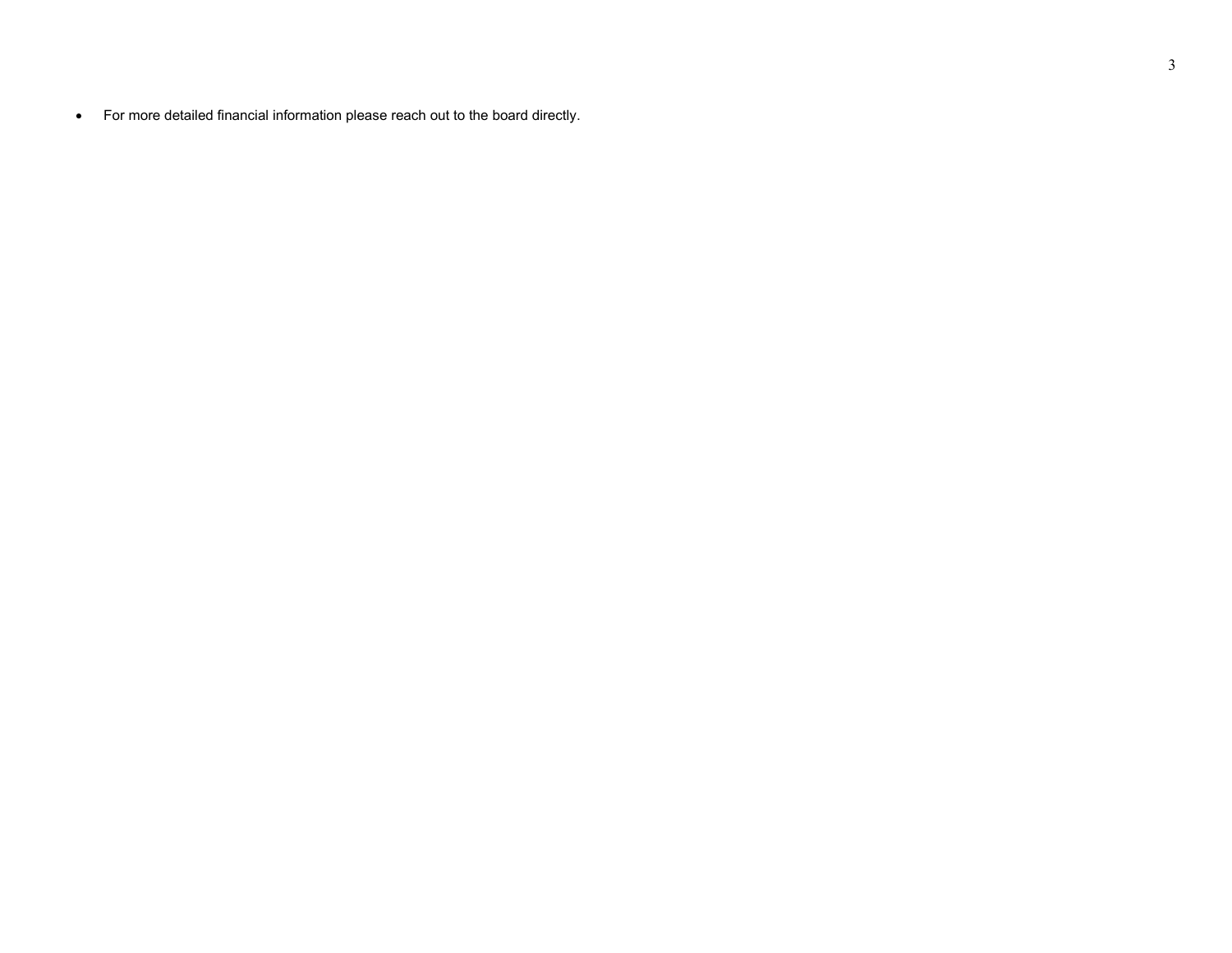- For more detailed financial information please reach out to the board directly.